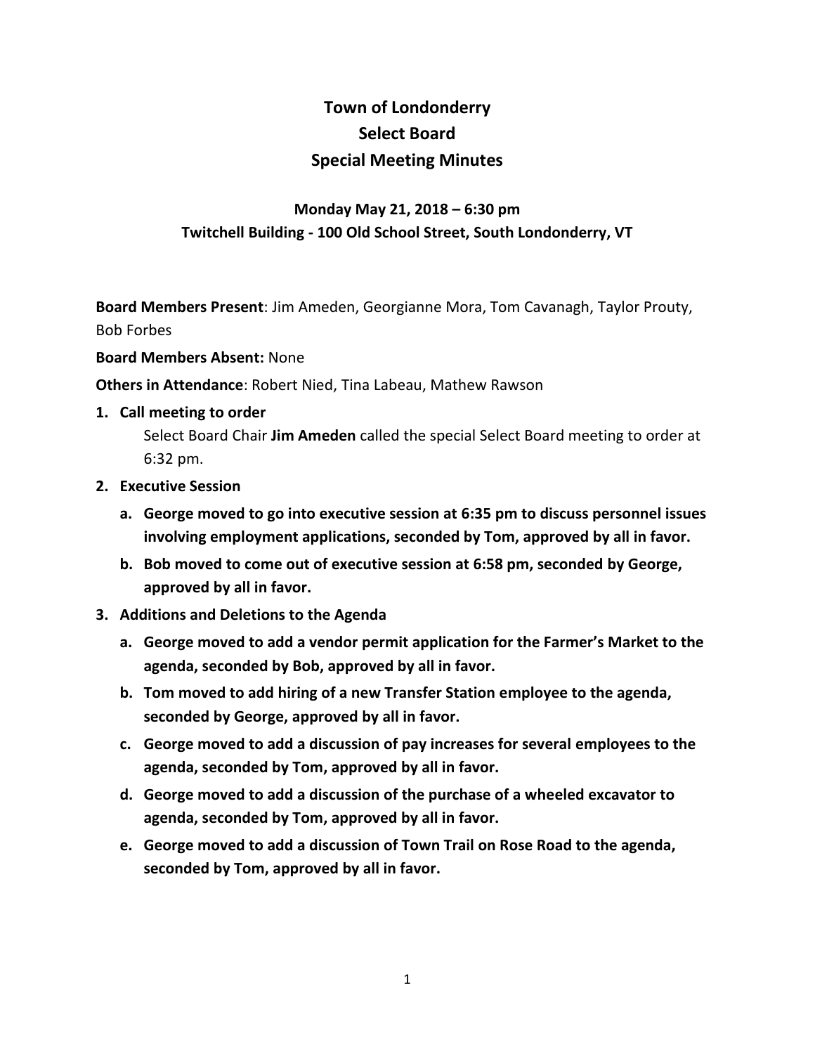# Town of Londonderry
# Select Board
# Special Meeting Minutes

### Monday May 21, 2018 – 6:30 pm
### Twitchell Building - 100 Old School Street, South Londonderry, VT

**Board Members Present**: Jim Ameden, Georgianne Mora, Tom Cavanagh, Taylor Prouty, Bob Forbes

**Board Members Absent:** None

**Others in Attendance**: Robert Nied, Tina Labeau, Mathew Rawson

1. **Call meeting to order**

   Select Board Chair **Jim Ameden** called the special Select Board meeting to order at 6:32 pm.

2. **Executive Session**
   a. **George moved to go into executive session at 6:35 pm to discuss personnel issues involving employment applications, seconded by Tom, approved by all in favor.**
   b. **Bob moved to come out of executive session at 6:58 pm, seconded by George, approved by all in favor.**

3. **Additions and Deletions to the Agenda**
   a. **George moved to add a vendor permit application for the Farmer's Market to the agenda, seconded by Bob, approved by all in favor.**
   b. **Tom moved to add hiring of a new Transfer Station employee to the agenda, seconded by George, approved by all in favor.**
   c. **George moved to add a discussion of pay increases for several employees to the agenda, seconded by Tom, approved by all in favor.**
   d. **George moved to add a discussion of the purchase of a wheeled excavator to agenda, seconded by Tom, approved by all in favor.**
   e. **George moved to add a discussion of Town Trail on Rose Road to the agenda, seconded by Tom, approved by all in favor.**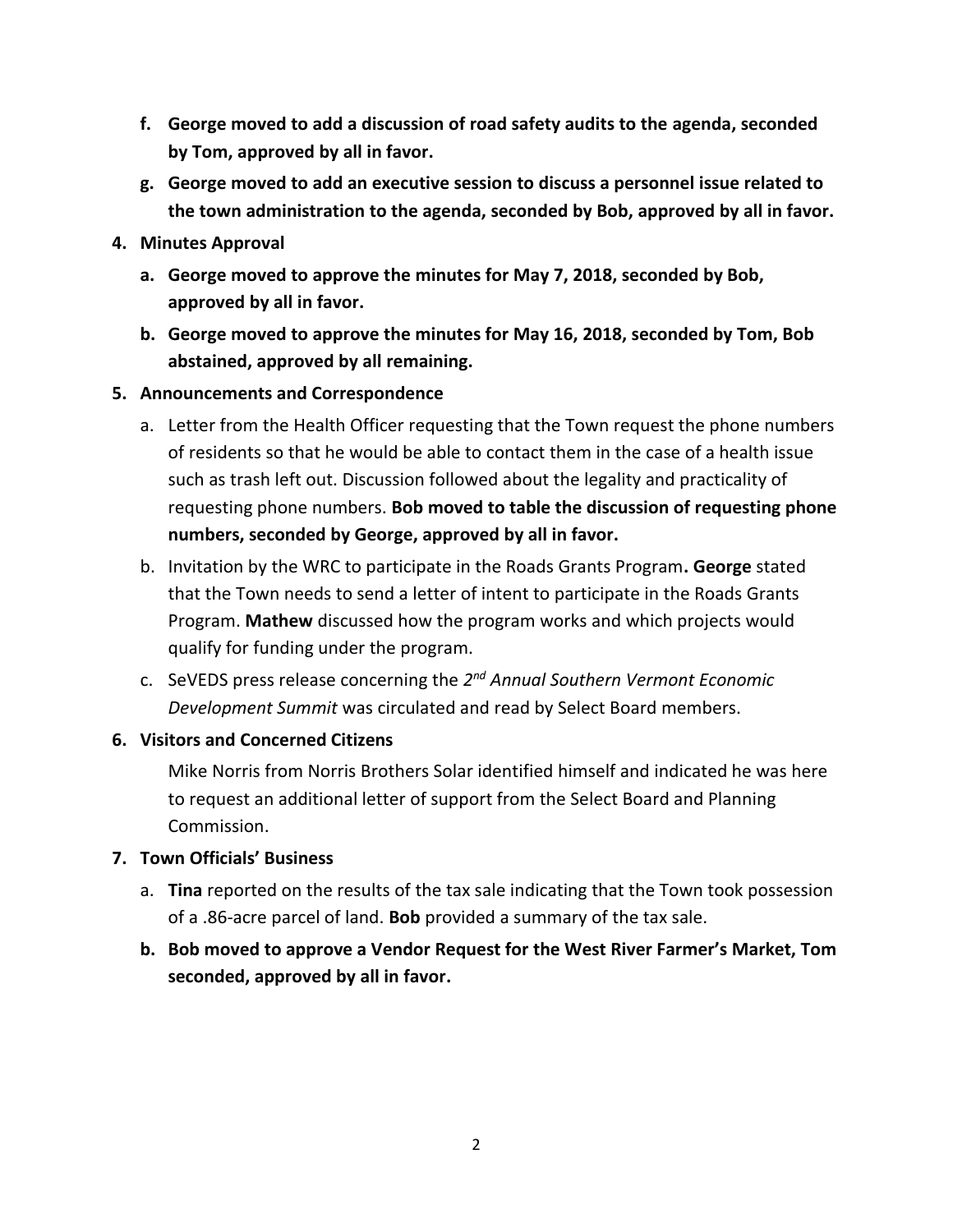f. **George moved to add a discussion of road safety audits to the agenda, seconded by Tom, approved by all in favor.**

g. **George moved to add an executive session to discuss a personnel issue related to the town administration to the agenda, seconded by Bob, approved by all in favor.**

4. **Minutes Approval**

   a. **George moved to approve the minutes for May 7, 2018, seconded by Bob, approved by all in favor.**

   b. **George moved to approve the minutes for May 16, 2018, seconded by Tom, Bob abstained, approved by all remaining.**

5. **Announcements and Correspondence**

   a. Letter from the Health Officer requesting that the Town request the phone numbers of residents so that he would be able to contact them in the case of a health issue such as trash left out. Discussion followed about the legality and practicality of requesting phone numbers. **Bob moved to table the discussion of requesting phone numbers, seconded by George, approved by all in favor.**

   b. Invitation by the WRC to participate in the Roads Grants Program**. George** stated that the Town needs to send a letter of intent to participate in the Roads Grants Program. **Mathew** discussed how the program works and which projects would qualify for funding under the program.

   c. SeVEDS press release concerning the *2nd Annual Southern Vermont Economic Development Summit* was circulated and read by Select Board members.

6. **Visitors and Concerned Citizens**

   Mike Norris from Norris Brothers Solar identified himself and indicated he was here to request an additional letter of support from the Select Board and Planning Commission.

7. **Town Officials' Business**

   a. **Tina** reported on the results of the tax sale indicating that the Town took possession of a .86-acre parcel of land. **Bob** provided a summary of the tax sale.

   b. **Bob moved to approve a Vendor Request for the West River Farmer's Market, Tom seconded, approved by all in favor.**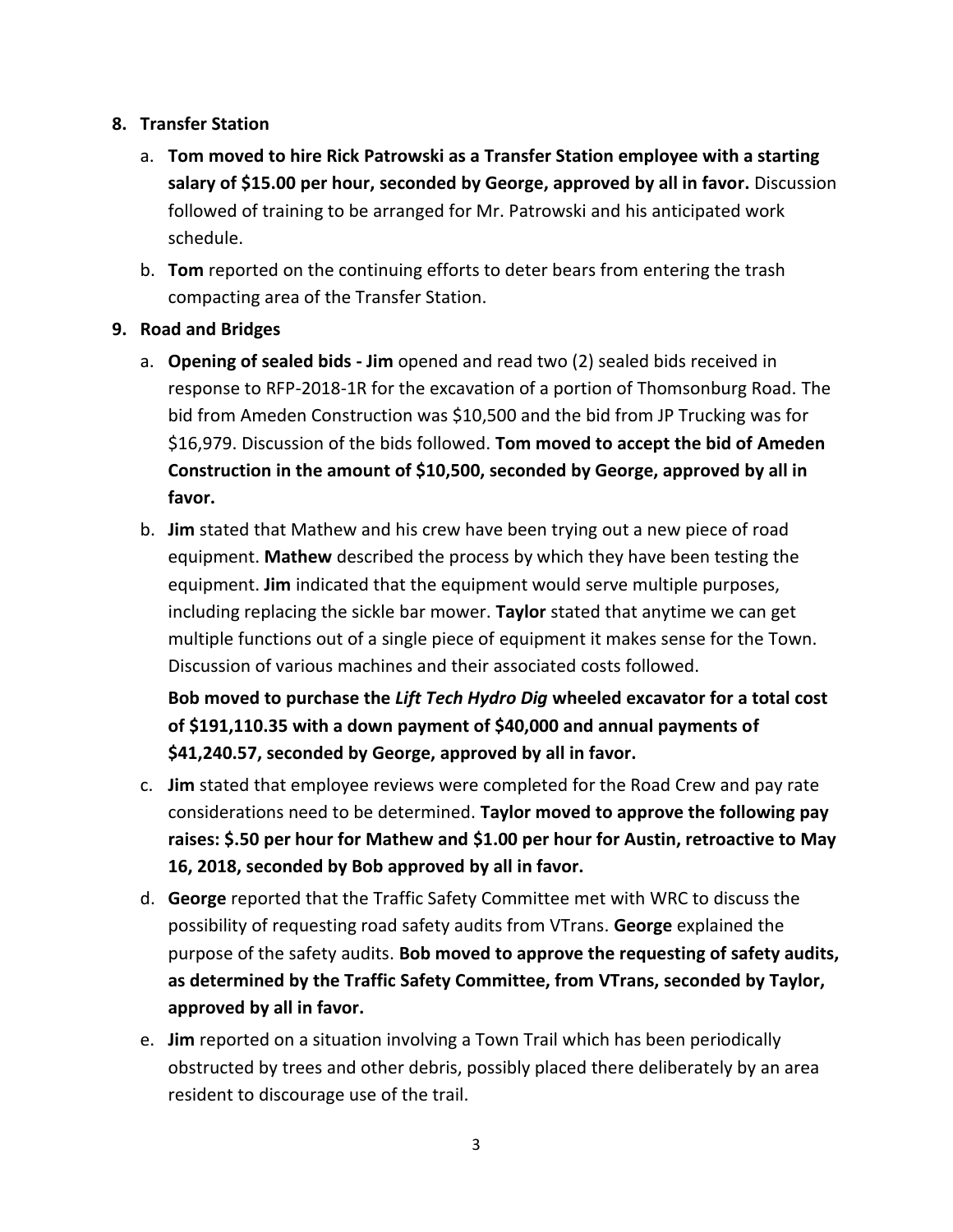8. **Transfer Station**

    a. **Tom moved to hire Rick Patrowski as a Transfer Station employee with a starting salary of $15.00 per hour, seconded by George, approved by all in favor.** Discussion followed of training to be arranged for Mr. Patrowski and his anticipated work schedule.

    b. **Tom** reported on the continuing efforts to deter bears from entering the trash compacting area of the Transfer Station.

9. **Road and Bridges**

    a. **Opening of sealed bids - Jim** opened and read two (2) sealed bids received in response to RFP-2018-1R for the excavation of a portion of Thomsonburg Road. The bid from Ameden Construction was $10,500 and the bid from JP Trucking was for $16,979. Discussion of the bids followed. **Tom moved to accept the bid of Ameden Construction in the amount of $10,500, seconded by George, approved by all in favor.**

    b. **Jim** stated that Mathew and his crew have been trying out a new piece of road equipment. **Mathew** described the process by which they have been testing the equipment. **Jim** indicated that the equipment would serve multiple purposes, including replacing the sickle bar mower. **Taylor** stated that anytime we can get multiple functions out of a single piece of equipment it makes sense for the Town. Discussion of various machines and their associated costs followed.

       **Bob moved to purchase the *Lift Tech Hydro Dig* wheeled excavator for a total cost of $191,110.35 with a down payment of $40,000 and annual payments of $41,240.57, seconded by George, approved by all in favor.**

    c. **Jim** stated that employee reviews were completed for the Road Crew and pay rate considerations need to be determined. **Taylor moved to approve the following pay raises: $.50 per hour for Mathew and $1.00 per hour for Austin, retroactive to May 16, 2018, seconded by Bob approved by all in favor.**

    d. **George** reported that the Traffic Safety Committee met with WRC to discuss the possibility of requesting road safety audits from VTrans. **George** explained the purpose of the safety audits. **Bob moved to approve the requesting of safety audits, as determined by the Traffic Safety Committee, from VTrans, seconded by Taylor, approved by all in favor.**

    e. **Jim** reported on a situation involving a Town Trail which has been periodically obstructed by trees and other debris, possibly placed there deliberately by an area resident to discourage use of the trail.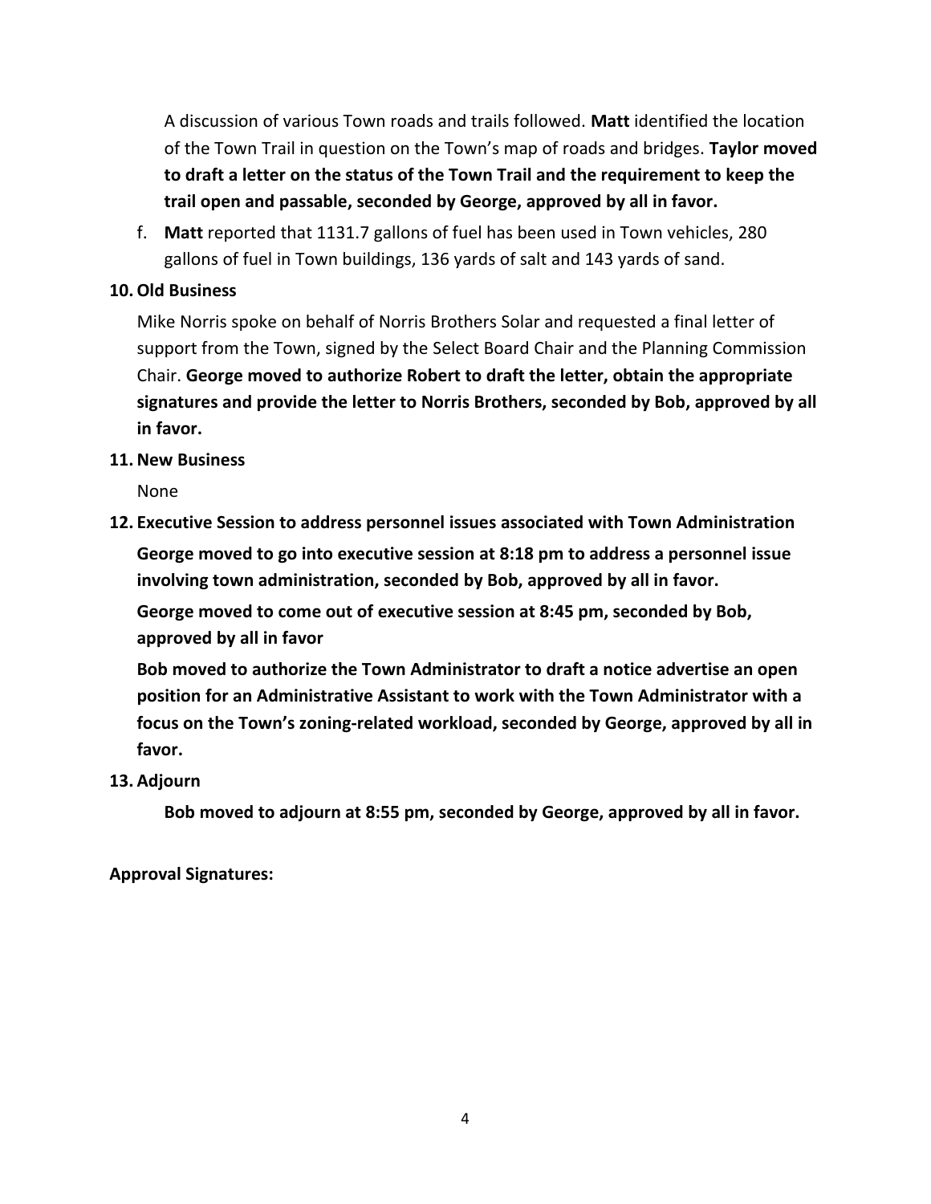A discussion of various Town roads and trails followed. **Matt** identified the location of the Town Trail in question on the Town's map of roads and bridges. **Taylor moved to draft a letter on the status of the Town Trail and the requirement to keep the trail open and passable, seconded by George, approved by all in favor.**

f. **Matt** reported that 1131.7 gallons of fuel has been used in Town vehicles, 280 gallons of fuel in Town buildings, 136 yards of salt and 143 yards of sand.

**10. Old Business**

Mike Norris spoke on behalf of Norris Brothers Solar and requested a final letter of support from the Town, signed by the Select Board Chair and the Planning Commission Chair. **George moved to authorize Robert to draft the letter, obtain the appropriate signatures and provide the letter to Norris Brothers, seconded by Bob, approved by all in favor.**

**11. New Business**

None

**12. Executive Session to address personnel issues associated with Town Administration**

**George moved to go into executive session at 8:18 pm to address a personnel issue involving town administration, seconded by Bob, approved by all in favor.**

**George moved to come out of executive session at 8:45 pm, seconded by Bob, approved by all in favor**

**Bob moved to authorize the Town Administrator to draft a notice advertise an open position for an Administrative Assistant to work with the Town Administrator with a focus on the Town's zoning-related workload, seconded by George, approved by all in favor.**

**13. Adjourn**

**Bob moved to adjourn at 8:55 pm, seconded by George, approved by all in favor.**

**Approval Signatures:**